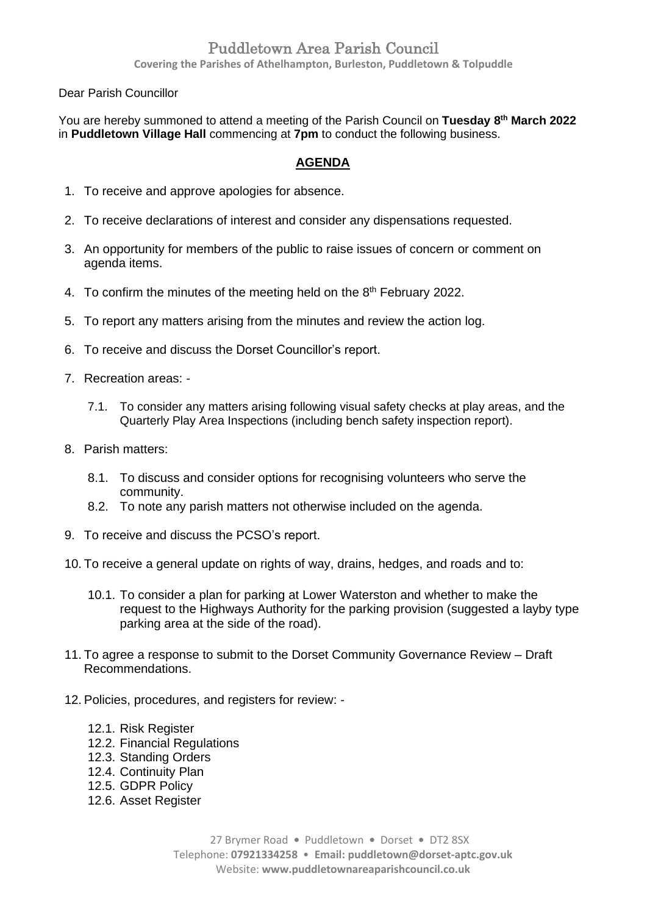# Puddletown Area Parish Council

**Covering the Parishes of Athelhampton, Burleston, Puddletown & Tolpuddle**

Dear Parish Councillor

You are hereby summoned to attend a meeting of the Parish Council on **Tuesday 8th March 2022** in **Puddletown Village Hall** commencing at **7pm** to conduct the following business.

## AGENDA

1. To receive and approve apologies for absence.
2. To receive declarations of interest and consider any dispensations requested.
3. An opportunity for members of the public to raise issues of concern or comment on agenda items.
4. To confirm the minutes of the meeting held on the 8th February 2022.
5. To report any matters arising from the minutes and review the action log.
6. To receive and discuss the Dorset Councillor's report.
7. Recreation areas: -
   - 7.1. To consider any matters arising following visual safety checks at play areas, and the Quarterly Play Area Inspections (including bench safety inspection report).
8. Parish matters:
   - 8.1. To discuss and consider options for recognising volunteers who serve the community.
   - 8.2. To note any parish matters not otherwise included on the agenda.
9. To receive and discuss the PCSO's report.
10. To receive a general update on rights of way, drains, hedges, and roads and to:
    - 10.1. To consider a plan for parking at Lower Waterston and whether to make the request to the Highways Authority for the parking provision (suggested a layby type parking area at the side of the road).
11. To agree a response to submit to the Dorset Community Governance Review – Draft Recommendations.
12. Policies, procedures, and registers for review: -
    - 12.1. Risk Register
    - 12.2. Financial Regulations
    - 12.3. Standing Orders
    - 12.4. Continuity Plan
    - 12.5. GDPR Policy
    - 12.6. Asset Register

27 Brymer Road • Puddletown • Dorset • DT2 8SX
Telephone: **07921334258** • **Email: puddletown@dorset-aptc.gov.uk**
Website: **www.puddletownareaparishcouncil.co.uk**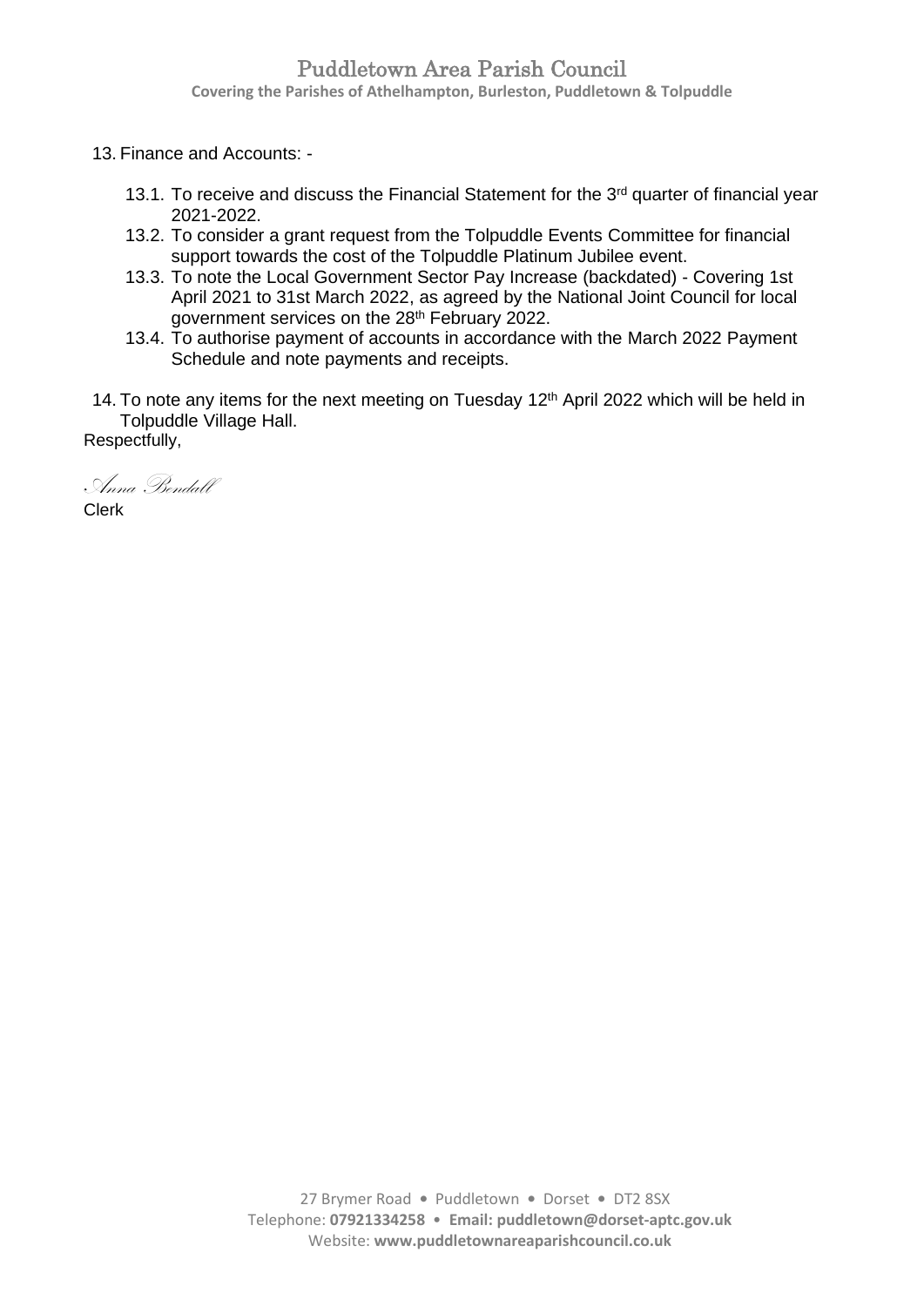13. Finance and Accounts: -

    13.1. To receive and discuss the Financial Statement for the 3rd quarter of financial year 2021-2022.

    13.2. To consider a grant request from the Tolpuddle Events Committee for financial support towards the cost of the Tolpuddle Platinum Jubilee event.

    13.3. To note the Local Government Sector Pay Increase (backdated) - Covering 1st April 2021 to 31st March 2022, as agreed by the National Joint Council for local government services on the 28th February 2022.

    13.4. To authorise payment of accounts in accordance with the March 2022 Payment Schedule and note payments and receipts.

14. To note any items for the next meeting on Tuesday 12th April 2022 which will be held in Tolpuddle Village Hall.

Respectfully,

*Anna Bendall*

Clerk